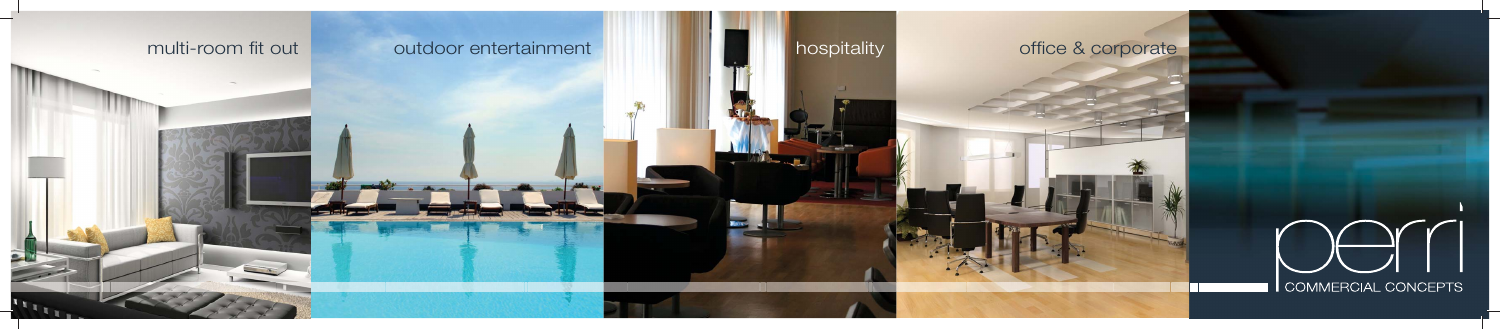multi-room fit out

outdoor entertainment

hospitality

office & corporate

perri

COMMERCIAL CONCEPTS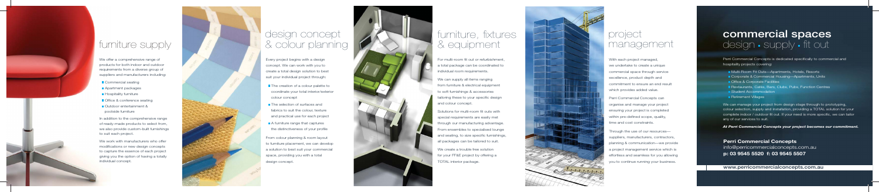## furniture supply

We offer a comprehensive range of products for both indoor and outdoor requirements from a diverse group of suppliers and manufacturers including:

- Commercial seating
- Apartment packages
- Hospitality furniture
- Office & conference seating
- Outdoor entertainment & poolside furniture

In addition to the comprehensive range of ready-made products to select from, we also provide custom-built furnishings to suit each project.

We work with manufacturers who offer modifications or new design concepts to capture the essence of each project giving you the option of having a totally individual concept.

## design concept & colour planning

Every project begins with a design concept. We can work with you to create a total design solution to best suit your individual project through:

- The creation of a colour palette to coordinate your total interior/exterior colour concept
- The selection of surfaces and fabrics to suit the colour, texture and practical use for each project
- A furniture range that captures the distinctiveness of your profile

From colour planning & room layout to furniture placement, we can develop a solution to best suit your commercial space, providing you with a total design concept.

## furniture, fixtures & equipment

For multi-room fit out or refurbishment, a total package can be coordinated to individual room requirements.

We can supply all items ranging from furniture & electrical equipment to soft furnishings & accessories tailoring these to your specific design and colour concept.

Solutions for multi-room fit outs with special requirements are easily met through our manufacturing advantage. From ensembles to specialised lounge and seating, to size specific furnishings, all packages can be tailored to suit.

We create a trouble free solution for your FF&E project by offering a TOTAL interior package.

## project management

With each project managed, we undertake to create a unique commercial space through service excellence, product depth and commitment to ensure an end result which provides added value.

Perri Commercial Concepts can organise and manage your project ensuring your project is completed within pre-defined scope, quality, time and cost constraints.

Through the use of our resources—suppliers, manufacturers, contractors, planning & communication—we provide a project management service which is effortless and seamless for you allowing you to continue running your business.

# commercial spaces
## design • supply • fit out

Perri Commercial Concepts is dedicated specifically to commercial and hospitality projects covering:

- Multi-Room Fit Outs—Apartments, Hotels, Resorts
- Corporate & Commercial Housing—Apartments, Units
- Office & Corporate Facilities
- Restaurants, Cafés, Bars, Clubs, Pubs, Function Centres
- Student Accommodation
- Retirement Villages

We can manage your project from design stage through to prototyping, colour selection, supply and installation, providing a TOTAL solution for your complete indoor / outdoor fit out. If your need is more specific, we can tailor any of our services to suit.

***At Perri Commercial Concepts your project becomes our commitment.***

**Perri Commercial Concepts**
info@perricommercialconcepts.com.au
**p: 03 9545 5520 f: 03 9545 5507**

**www.perricommercialconcepts.com.au**